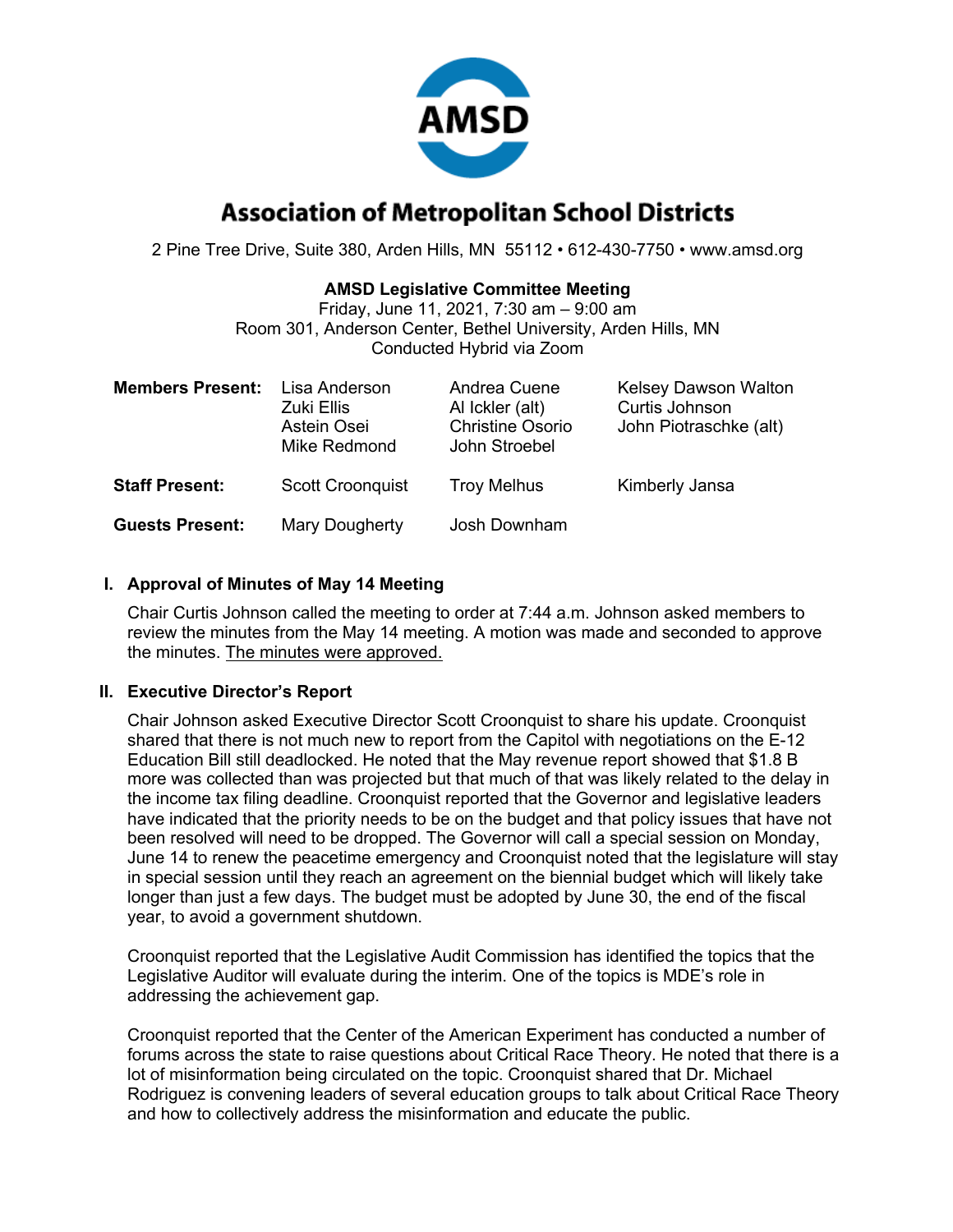# Association of Metropolitan School Districts

2 Pine Tree Drive, Suite 380, Arden Hills, MN 55112 • 612-430-7750 • www.amsd.org

**AMSD Legislative Committee Meeting**
Friday, June 11, 2021, 7:30 am – 9:00 am
Room 301, Anderson Center, Bethel University, Arden Hills, MN
Conducted Hybrid via Zoom

| | | | |
|---|---|---|---|
| **Members Present:** | Lisa Anderson<br>Zuki Ellis<br>Astein Osei<br>Mike Redmond | Andrea Cuene<br>Al Ickler (alt)<br>Christine Osorio<br>John Stroebel | Kelsey Dawson Walton<br>Curtis Johnson<br>John Piotraschke (alt) |
| **Staff Present:** | Scott Croonquist | Troy Melhus | Kimberly Jansa |
| **Guests Present:** | Mary Dougherty | Josh Downham | |

## I. Approval of Minutes of May 14 Meeting

Chair Curtis Johnson called the meeting to order at 7:44 a.m. Johnson asked members to review the minutes from the May 14 meeting. A motion was made and seconded to approve the minutes. The minutes were approved.

## II. Executive Director's Report

Chair Johnson asked Executive Director Scott Croonquist to share his update. Croonquist shared that there is not much new to report from the Capitol with negotiations on the E-12 Education Bill still deadlocked. He noted that the May revenue report showed that $1.8 B more was collected than was projected but that much of that was likely related to the delay in the income tax filing deadline. Croonquist reported that the Governor and legislative leaders have indicated that the priority needs to be on the budget and that policy issues that have not been resolved will need to be dropped. The Governor will call a special session on Monday, June 14 to renew the peacetime emergency and Croonquist noted that the legislature will stay in special session until they reach an agreement on the biennial budget which will likely take longer than just a few days. The budget must be adopted by June 30, the end of the fiscal year, to avoid a government shutdown.

Croonquist reported that the Legislative Audit Commission has identified the topics that the Legislative Auditor will evaluate during the interim. One of the topics is MDE's role in addressing the achievement gap.

Croonquist reported that the Center of the American Experiment has conducted a number of forums across the state to raise questions about Critical Race Theory. He noted that there is a lot of misinformation being circulated on the topic. Croonquist shared that Dr. Michael Rodriguez is convening leaders of several education groups to talk about Critical Race Theory and how to collectively address the misinformation and educate the public.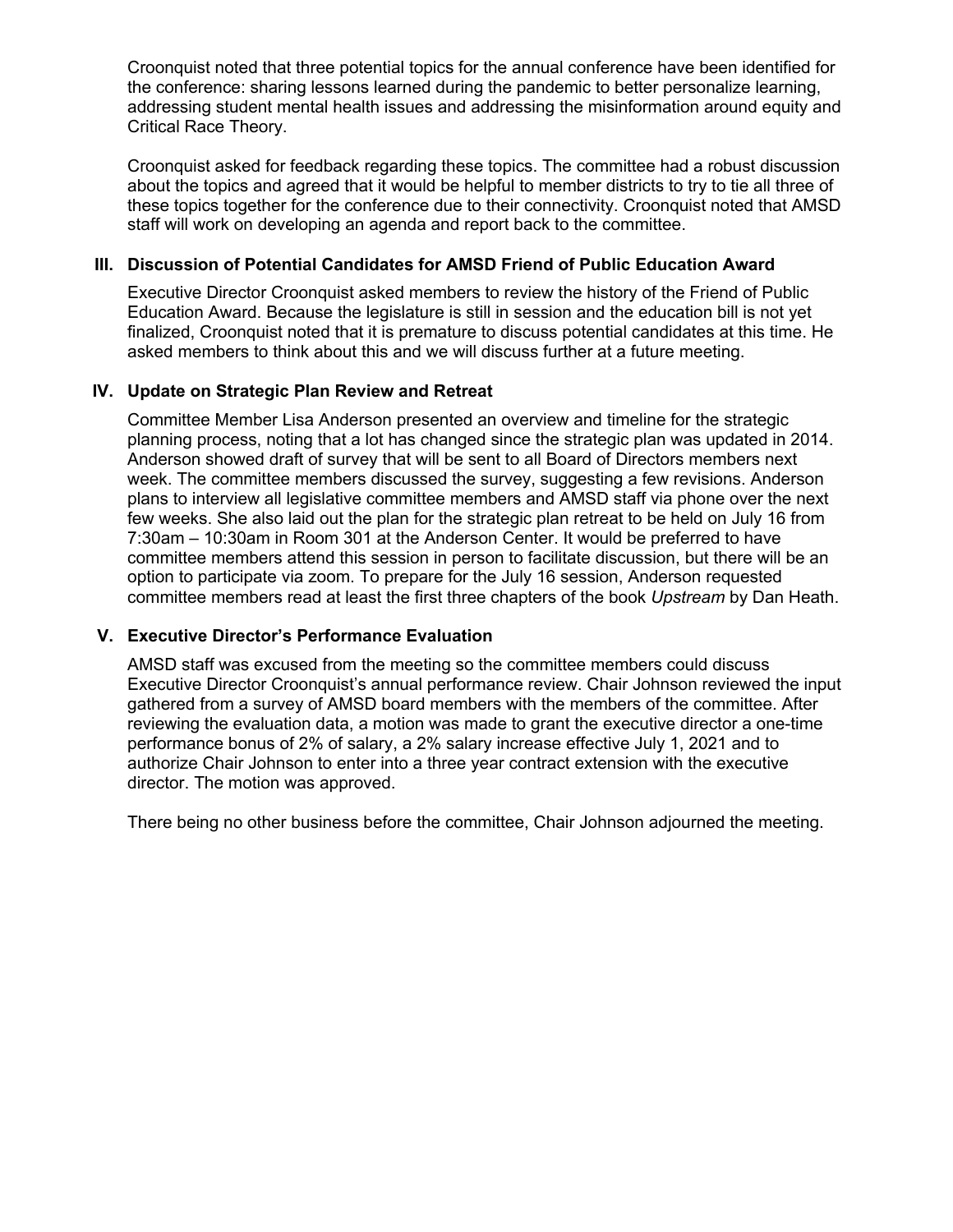Croonquist noted that three potential topics for the annual conference have been identified for the conference: sharing lessons learned during the pandemic to better personalize learning, addressing student mental health issues and addressing the misinformation around equity and Critical Race Theory.

Croonquist asked for feedback regarding these topics. The committee had a robust discussion about the topics and agreed that it would be helpful to member districts to try to tie all three of these topics together for the conference due to their connectivity. Croonquist noted that AMSD staff will work on developing an agenda and report back to the committee.

## III. Discussion of Potential Candidates for AMSD Friend of Public Education Award

Executive Director Croonquist asked members to review the history of the Friend of Public Education Award. Because the legislature is still in session and the education bill is not yet finalized, Croonquist noted that it is premature to discuss potential candidates at this time. He asked members to think about this and we will discuss further at a future meeting.

## IV. Update on Strategic Plan Review and Retreat

Committee Member Lisa Anderson presented an overview and timeline for the strategic planning process, noting that a lot has changed since the strategic plan was updated in 2014. Anderson showed draft of survey that will be sent to all Board of Directors members next week. The committee members discussed the survey, suggesting a few revisions. Anderson plans to interview all legislative committee members and AMSD staff via phone over the next few weeks. She also laid out the plan for the strategic plan retreat to be held on July 16 from 7:30am – 10:30am in Room 301 at the Anderson Center. It would be preferred to have committee members attend this session in person to facilitate discussion, but there will be an option to participate via zoom. To prepare for the July 16 session, Anderson requested committee members read at least the first three chapters of the book *Upstream* by Dan Heath.

## V. Executive Director's Performance Evaluation

AMSD staff was excused from the meeting so the committee members could discuss Executive Director Croonquist's annual performance review. Chair Johnson reviewed the input gathered from a survey of AMSD board members with the members of the committee. After reviewing the evaluation data, a motion was made to grant the executive director a one-time performance bonus of 2% of salary, a 2% salary increase effective July 1, 2021 and to authorize Chair Johnson to enter into a three year contract extension with the executive director. The motion was approved.

There being no other business before the committee, Chair Johnson adjourned the meeting.